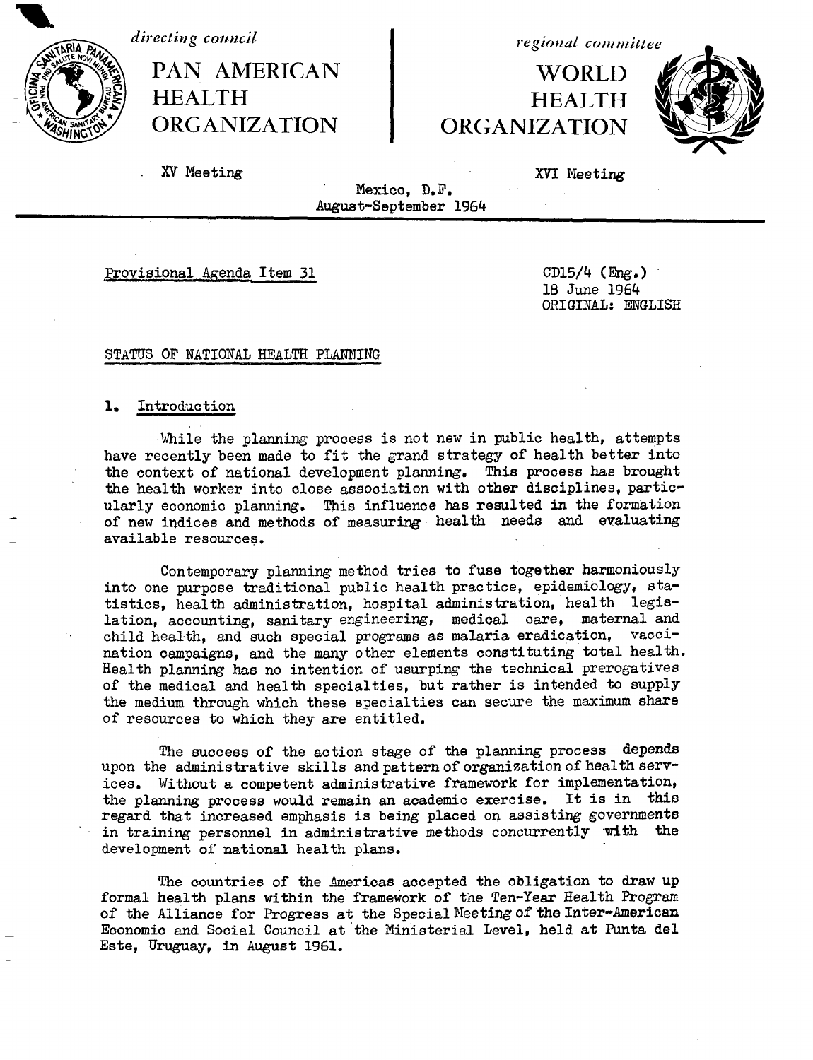*directing council*

**PAN AMERICAN HEALTH ORGANIZATION**

XV Meeting

*regional committee*

**WORLD HEALTH ORGANIZATION**

XVI Meeting

Mexico, D.F.
August-September 1964

Provisional Agenda Item 31

CD15/4 (Eng.)
18 June 1964
ORIGINAL: ENGLISH

STATUS OF NATIONAL HEALTH PLANNING

## 1. Introduction

While the planning process is not new in public health, attempts have recently been made to fit the grand strategy of health better into the context of national development planning. This process has brought the health worker into close association with other disciplines, particularly economic planning. This influence has resulted in the formation of new indices and methods of measuring health needs and evaluating available resources.

Contemporary planning method tries to fuse together harmoniously into one purpose traditional public health practice, epidemiology, statistics, health administration, hospital administration, health legislation, accounting, sanitary engineering, medical care, maternal and child health, and such special programs as malaria eradication, vaccination campaigns, and the many other elements constituting total health. Health planning has no intention of usurping the technical prerogatives of the medical and health specialties, but rather is intended to supply the medium through which these specialties can secure the maximum share of resources to which they are entitled.

The success of the action stage of the planning process depends upon the administrative skills and pattern of organization of health services. Without a competent administrative framework for implementation, the planning process would remain an academic exercise. It is in this regard that increased emphasis is being placed on assisting governments in training personnel in administrative methods concurrently with the development of national health plans.

The countries of the Americas accepted the obligation to draw up formal health plans within the framework of the Ten-Year Health Program of the Alliance for Progress at the Special Meeting of the Inter-American Economic and Social Council at the Ministerial Level, held at Punta del Este, Uruguay, in August 1961.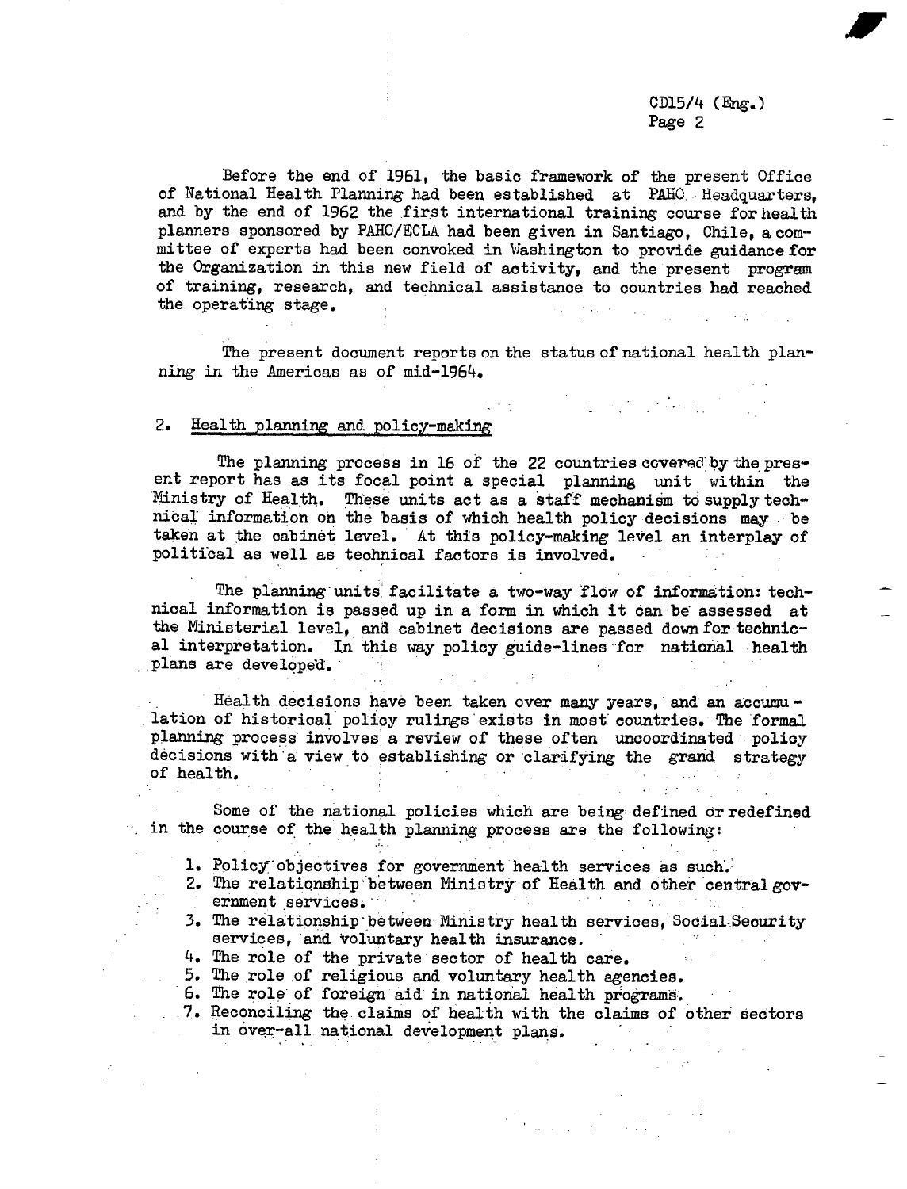Before the end of 1961, the basic framework of the present Office of National Health Planning had been established at PAHO Headquarters, and by the end of 1962 the first international training course for health planners sponsored by PAHO/ECLA had been given in Santiago, Chile, a committee of experts had been convoked in Washington to provide guidance for the Organization in this new field of activity, and the present program of training, research, and technical assistance to countries had reached the operating stage.

The present document reports on the status of national health planning in the Americas as of mid-1964.

## 2. Health planning and policy-making

The planning process in 16 of the 22 countries covered by the present report has as its focal point a special planning unit within the Ministry of Health. These units act as a staff mechanism to supply technical information on the basis of which health policy decisions may be taken at the cabinet level. At this policy-making level an interplay of political as well as technical factors is involved.

The planning units facilitate a two-way flow of information: technical information is passed up in a form in which it can be assessed at the Ministerial level, and cabinet decisions are passed down for technical interpretation. In this way policy guide-lines for national health plans are developed.

Health decisions have been taken over many years, and an accumulation of historical policy rulings exists in most countries. The formal planning process involves a review of these often uncoordinated policy decisions with a view to establishing or clarifying the grand strategy of health.

Some of the national policies which are being defined or redefined in the course of the health planning process are the following:

1. Policy objectives for government health services as such.
2. The relationship between Ministry of Health and other central government services.
3. The relationship between Ministry health services, Social Security services, and voluntary health insurance.
4. The role of the private sector of health care.
5. The role of religious and voluntary health agencies.
6. The role of foreign aid in national health programs.
7. Reconciling the claims of health with the claims of other sectors in over-all national development plans.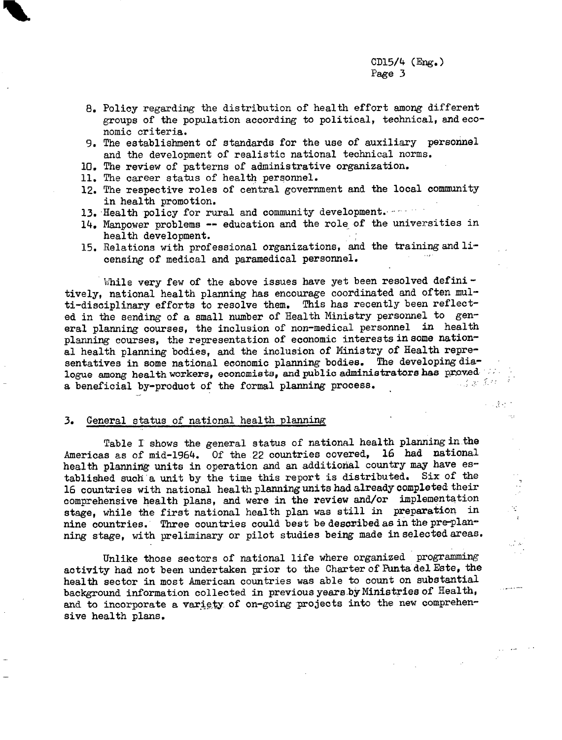8. Policy regarding the distribution of health effort among different groups of the population according to political, technical, and economic criteria.
9. The establishment of standards for the use of auxiliary personnel and the development of realistic national technical norms.
10. The review of patterns of administrative organization.
11. The career status of health personnel.
12. The respective roles of central government and the local community in health promotion.
13. Health policy for rural and community development.
14. Manpower problems -- education and the role of the universities in health development.
15. Relations with professional organizations, and the training and licensing of medical and paramedical personnel.

While very few of the above issues have yet been resolved definitively, national health planning has encourage coordinated and often multi-disciplinary efforts to resolve them. This has recently been reflected in the sending of a small number of Health Ministry personnel to general planning courses, the inclusion of non-medical personnel in health planning courses, the representation of economic interests in some national health planning bodies, and the inclusion of Ministry of Health representatives in some national economic planning bodies. The developing dialogue among health workers, economists, and public administrators has proved a beneficial by-product of the formal planning process.

## 3. General status of national health planning

Table I shows the general status of national health planning in the Americas as of mid-1964. Of the 22 countries covered, 16 had national health planning units in operation and an additional country may have established such a unit by the time this report is distributed. Six of the 16 countries with national health planning units had already completed their comprehensive health plans, and were in the review and/or implementation stage, while the first national health plan was still in preparation in nine countries. Three countries could best be described as in the pre-planning stage, with preliminary or pilot studies being made in selected areas.

Unlike those sectors of national life where organized programming activity had not been undertaken prior to the Charter of Punta del Este, the health sector in most American countries was able to count on substantial background information collected in previous years by Ministries of Health, and to incorporate a variety of on-going projects into the new comprehensive health plans.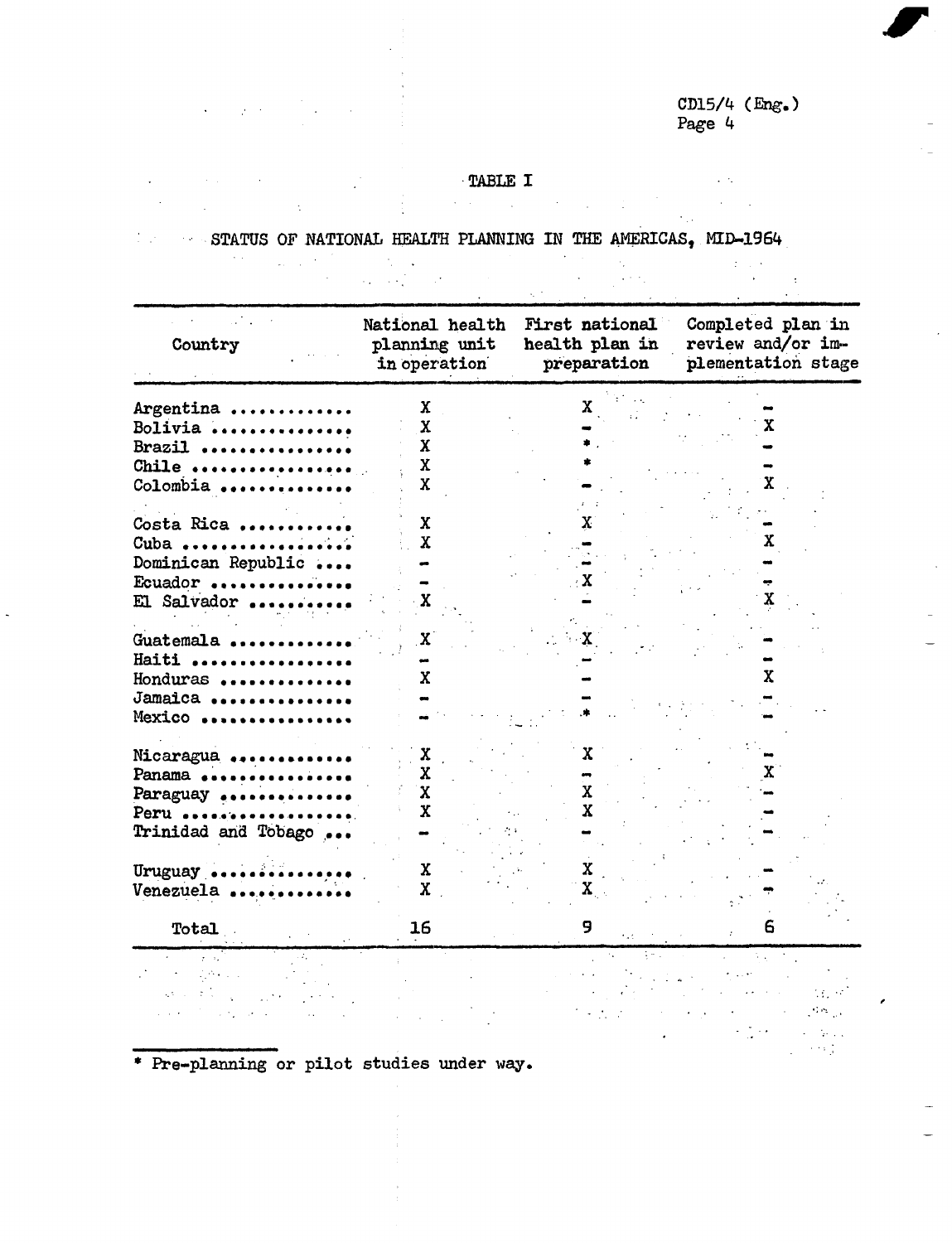TABLE I

STATUS OF NATIONAL HEALTH PLANNING IN THE AMERICAS, MID-1964

| Country | National health planning unit in operation | First national health plan in preparation | Completed plan in review and/or implementation stage |
|---|---|---|---|
| Argentina | X | X | - |
| Bolivia | X | - | X |
| Brazil | X | * | - |
| Chile | X | * | - |
| Colombia | X | - | X |
| Costa Rica | X | X | - |
| Cuba | X | - | X |
| Dominican Republic | - | - | - |
| Ecuador | - | X | - |
| El Salvador | X | - | X |
| Guatemala | X | X | - |
| Haiti | - | - | - |
| Honduras | X | - | X |
| Jamaica | - | - | - |
| Mexico | - | * | - |
| Nicaragua | X | X | - |
| Panama | X | - | X |
| Paraguay | X | X | - |
| Peru | X | X | - |
| Trinidad and Tobago | - | - | - |
| Uruguay | X | X | - |
| Venezuela | X | X | - |
| Total | 16 | 9 | 6 |

* Pre-planning or pilot studies under way.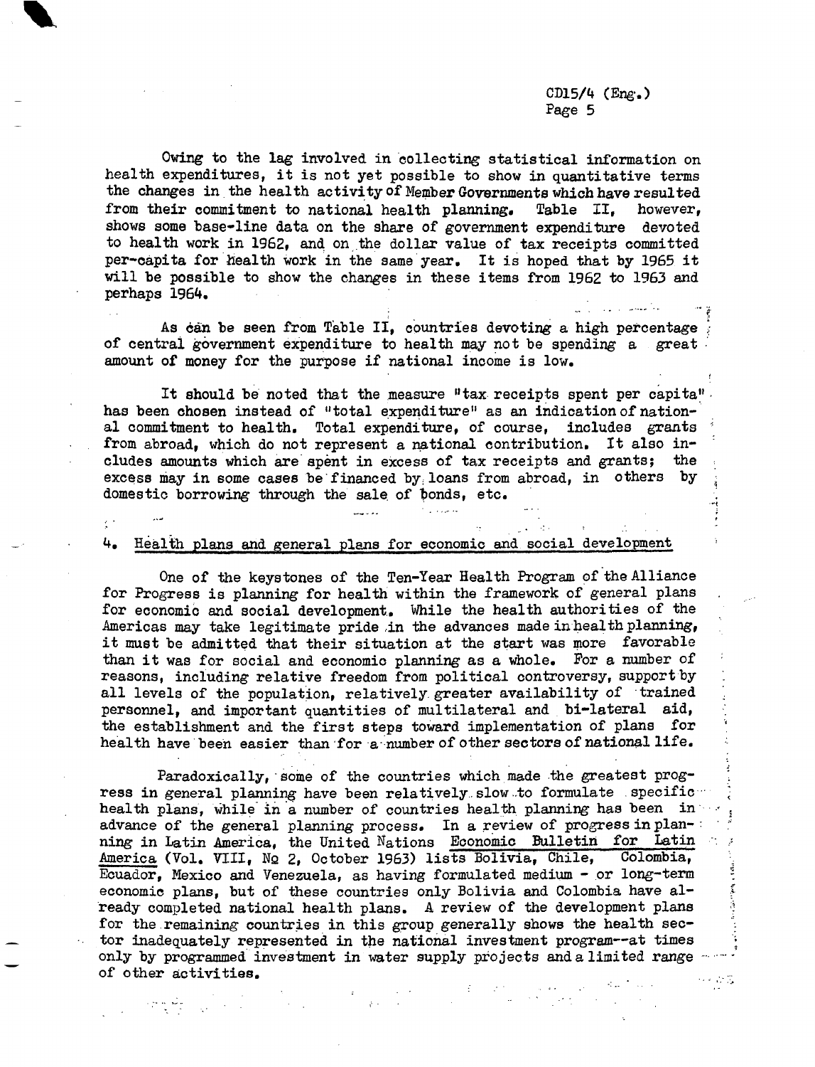Owing to the lag involved in collecting statistical information on health expenditures, it is not yet possible to show in quantitative terms the changes in the health activity of Member Governments which have resulted from their commitment to national health planning. Table II, however, shows some base-line data on the share of government expenditure devoted to health work in 1962, and on the dollar value of tax receipts committed per-capita for health work in the same year. It is hoped that by 1965 it will be possible to show the changes in these items from 1962 to 1963 and perhaps 1964.

As can be seen from Table II, countries devoting a high percentage of central government expenditure to health may not be spending a great amount of money for the purpose if national income is low.

It should be noted that the measure "tax receipts spent per capita" has been chosen instead of "total expenditure" as an indication of national commitment to health. Total expenditure, of course, includes grants from abroad, which do not represent a national contribution. It also includes amounts which are spent in excess of tax receipts and grants; the excess may in some cases be financed by loans from abroad, in others by domestic borrowing through the sale of bonds, etc.

## 4. Health plans and general plans for economic and social development

One of the keystones of the Ten-Year Health Program of the Alliance for Progress is planning for health within the framework of general plans for economic and social development. While the health authorities of the Americas may take legitimate pride in the advances made in health planning, it must be admitted that their situation at the start was more favorable than it was for social and economic planning as a whole. For a number of reasons, including relative freedom from political controversy, support by all levels of the population, relatively greater availability of trained personnel, and important quantities of multilateral and bi-lateral aid, the establishment and the first steps toward implementation of plans for health have been easier than for a number of other sectors of national life.

Paradoxically, some of the countries which made the greatest progress in general planning have been relatively slow to formulate specific health plans, while in a number of countries health planning has been in advance of the general planning process. In a review of progress in planning in Latin America, the United Nations Economic Bulletin for Latin America (Vol. VIII, No 2, October 1963) lists Bolivia, Chile, Colombia, Ecuador, Mexico and Venezuela, as having formulated medium - or long-term economic plans, but of these countries only Bolivia and Colombia have already completed national health plans. A review of the development plans for the remaining countries in this group generally shows the health sector inadequately represented in the national investment program--at times only by programmed investment in water supply projects and a limited range of other activities.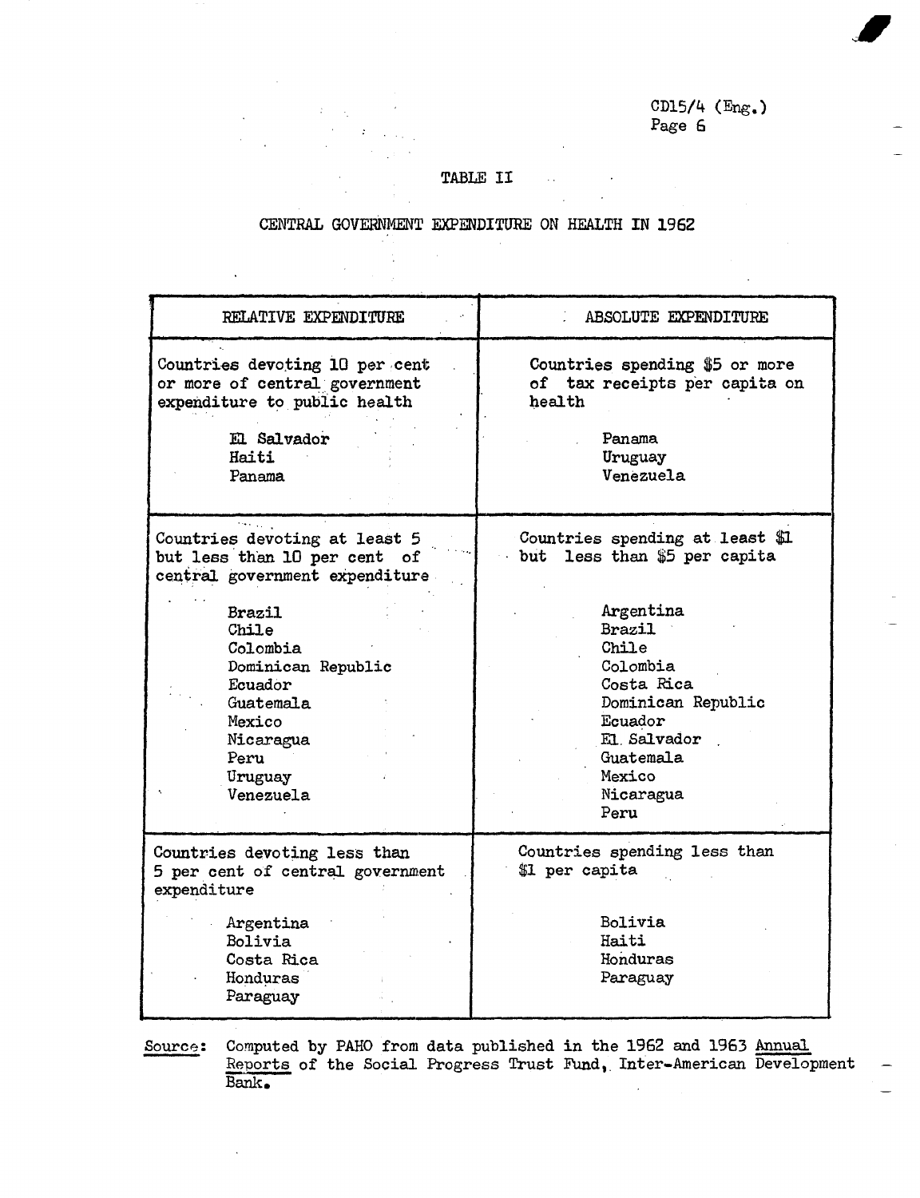## TABLE II

## CENTRAL GOVERNMENT EXPENDITURE ON HEALTH IN 1962

| RELATIVE EXPENDITURE | ABSOLUTE EXPENDITURE |
|---|---|
| Countries devoting 10 per cent or more of central government expenditure to public health | Countries spending $5 or more of tax receipts per capita on health |
| El Salvador<br>Haiti<br>Panama | Panama<br>Uruguay<br>Venezuela |
| Countries devoting at least 5 but less than 10 per cent of central government expenditure | Countries spending at least $1 but less than $5 per capita |
| Brazil<br>Chile<br>Colombia<br>Dominican Republic<br>Ecuador<br>Guatemala<br>Mexico<br>Nicaragua<br>Peru<br>Uruguay<br>Venezuela | Argentina<br>Brazil<br>Chile<br>Colombia<br>Costa Rica<br>Dominican Republic<br>Ecuador<br>El Salvador<br>Guatemala<br>Mexico<br>Nicaragua<br>Peru |
| Countries devoting less than 5 per cent of central government expenditure | Countries spending less than $1 per capita |
| Argentina<br>Bolivia<br>Costa Rica<br>Honduras<br>Paraguay | Bolivia<br>Haiti<br>Honduras<br>Paraguay |

Source: Computed by PAHO from data published in the 1962 and 1963 *Annual Reports* of the Social Progress Trust Fund, Inter-American Development Bank.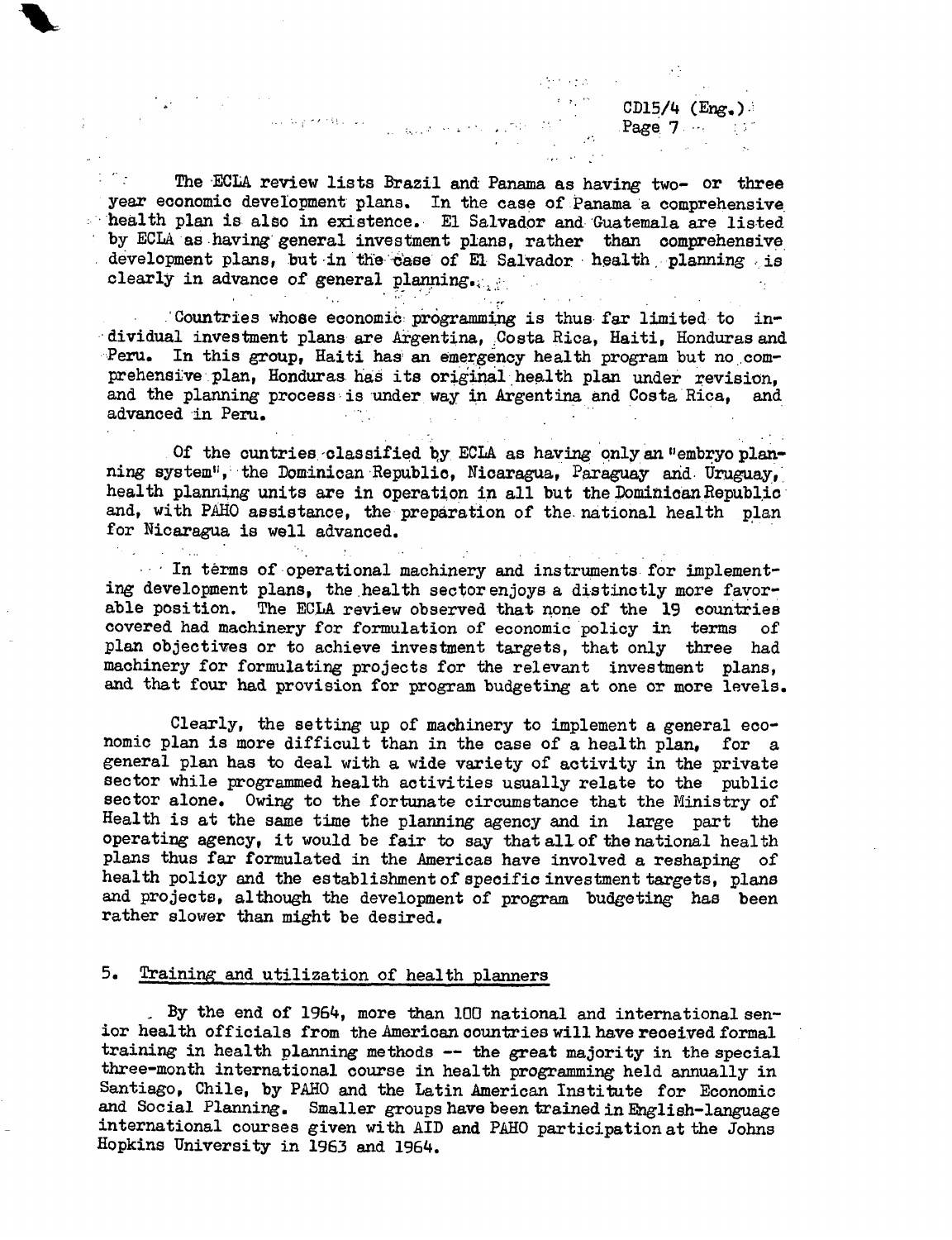The ECLA review lists Brazil and Panama as having two- or three year economic development plans. In the case of Panama a comprehensive health plan is also in existence. El Salvador and Guatemala are listed by ECLA as having general investment plans, rather than comprehensive development plans, but in the case of El Salvador health planning is clearly in advance of general planning.

Countries whose economic programming is thus far limited to individual investment plans are Argentina, Costa Rica, Haiti, Honduras and Peru. In this group, Haiti has an emergency health program but no comprehensive plan, Honduras has its original health plan under revision, and the planning process is under way in Argentina and Costa Rica, and advanced in Peru.

Of the cuntries classified by ECLA as having only an "embryo planning system", the Dominican Republic, Nicaragua, Paraguay and Uruguay, health planning units are in operation in all but the Dominican Republic and, with PAHO assistance, the preparation of the national health plan for Nicaragua is well advanced.

In terms of operational machinery and instruments for implementing development plans, the health sector enjoys a distinctly more favorable position. The ECLA review observed that none of the 19 countries covered had machinery for formulation of economic policy in terms of plan objectives or to achieve investment targets, that only three had machinery for formulating projects for the relevant investment plans, and that four had provision for program budgeting at one or more levels.

Clearly, the setting up of machinery to implement a general economic plan is more difficult than in the case of a health plan, for a general plan has to deal with a wide variety of activity in the private sector while programmed health activities usually relate to the public sector alone. Owing to the fortunate circumstance that the Ministry of Health is at the same time the planning agency and in large part the operating agency, it would be fair to say that all of the national health plans thus far formulated in the Americas have involved a reshaping of health policy and the establishment of specific investment targets, plans and projects, although the development of program budgeting has been rather slower than might be desired.

## 5. Training and utilization of health planners

By the end of 1964, more than 100 national and international senior health officials from the American countries will have received formal training in health planning methods -- the great majority in the special three-month international course in health programming held annually in Santiago, Chile, by PAHO and the Latin American Institute for Economic and Social Planning. Smaller groups have been trained in English-language international courses given with AID and PAHO participation at the Johns Hopkins University in 1963 and 1964.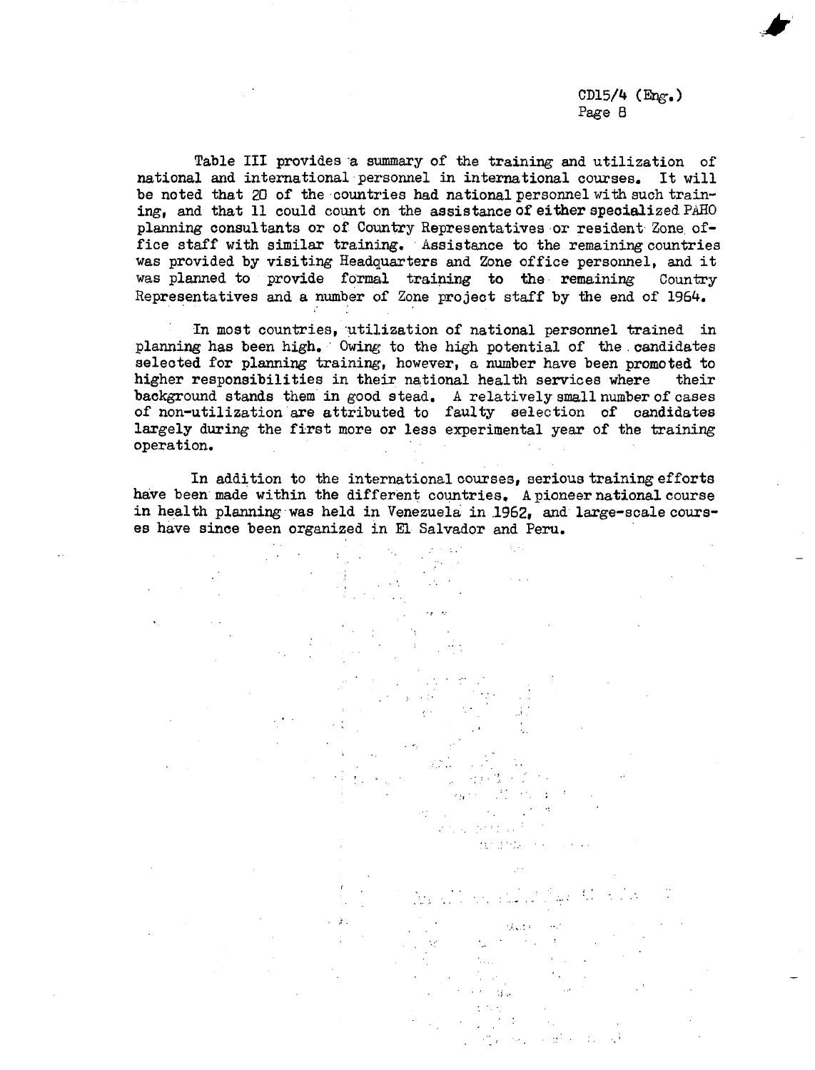Table III provides a summary of the training and utilization of national and international personnel in international courses. It will be noted that 20 of the countries had national personnel with such training, and that 11 could count on the assistance of either specialized PAHO planning consultants or of Country Representatives or resident Zone office staff with similar training. Assistance to the remaining countries was provided by visiting Headquarters and Zone office personnel, and it was planned to provide formal training to the remaining Country Representatives and a number of Zone project staff by the end of 1964.

In most countries, utilization of national personnel trained in planning has been high. Owing to the high potential of the candidates selected for planning training, however, a number have been promoted to higher responsibilities in their national health services where their background stands them in good stead. A relatively small number of cases of non-utilization are attributed to faulty selection of candidates largely during the first more or less experimental year of the training operation.

In addition to the international courses, serious training efforts have been made within the different countries. A pioneer national course in health planning was held in Venezuela in 1962, and large-scale courses have since been organized in El Salvador and Peru.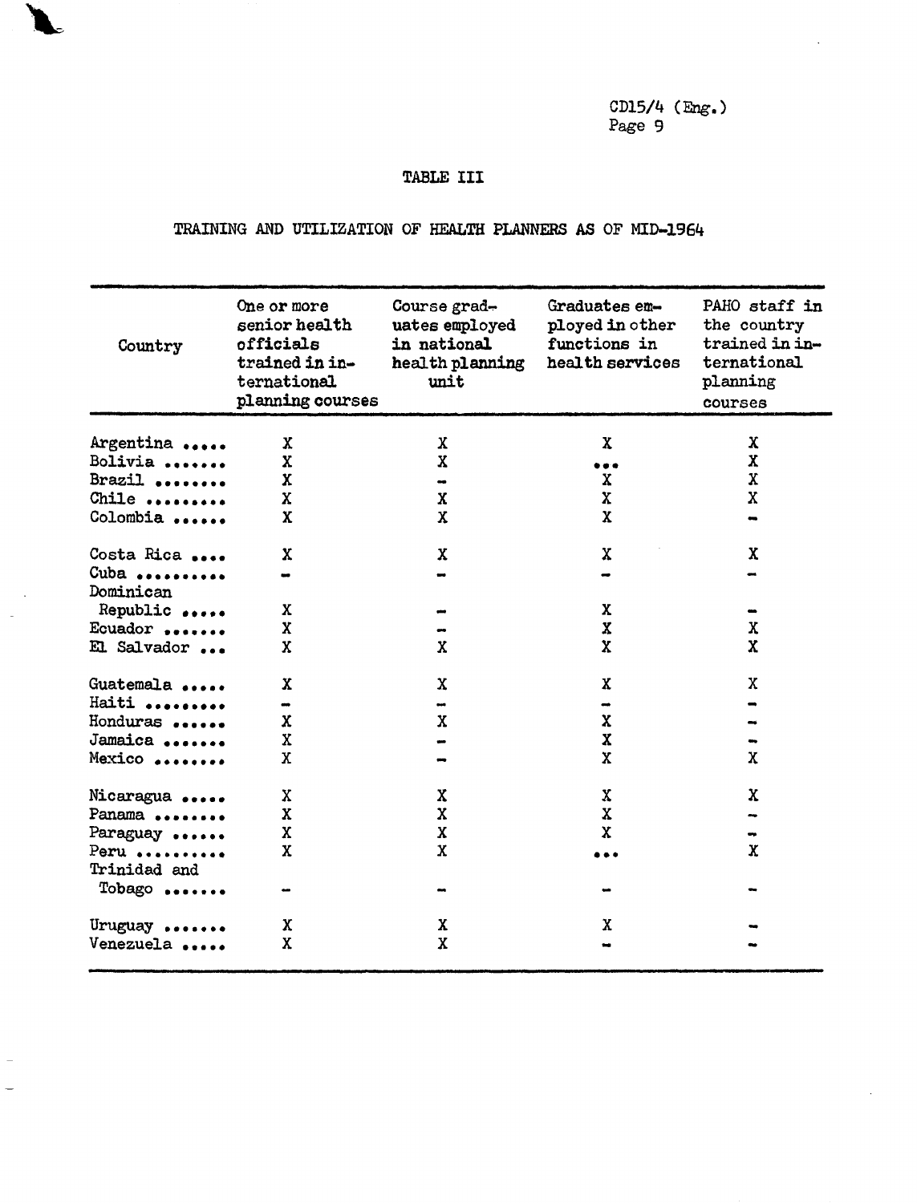## TABLE III

### TRAINING AND UTILIZATION OF HEALTH PLANNERS AS OF MID-1964

| Country | One or more senior health officials trained in international planning courses | Course graduates employed in national health planning unit | Graduates employed in other functions in health services | PAHO staff in the country trained in international planning courses |
|---|---|---|---|---|
| Argentina | X | X | X | X |
| Bolivia | X | X | ... | X |
| Brazil | X | - | X | X |
| Chile | X | X | X | X |
| Colombia | X | X | X | - |
| Costa Rica | X | X | X | X |
| Cuba | - | - | - | - |
| Dominican Republic | X | - | X | - |
| Ecuador | X | - | X | X |
| El Salvador | X | X | X | X |
| Guatemala | X | X | X | X |
| Haiti | - | - | - | - |
| Honduras | X | X | X | - |
| Jamaica | X | - | X | - |
| Mexico | X | - | X | X |
| Nicaragua | X | X | X | X |
| Panama | X | X | X | - |
| Paraguay | X | X | X | - |
| Peru | X | X | ... | X |
| Trinidad and Tobago | - | - | - | - |
| Uruguay | X | X | X | - |
| Venezuela | X | X | - | - |